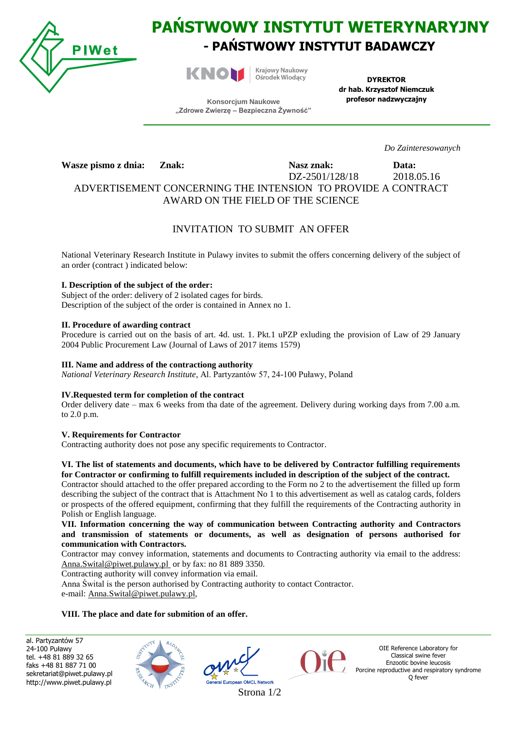# PAŃSTWOWY INSTYTUT WETERYNARYJNY

## - PAŃSTWOWY INSTYTUT BADAWCZY

Krajowy Naukowy Ośrodek Wiodący

Konsorcjum Naukowe „Zdrowe Zwierzę – Bezpieczna Żywność"

**DYREKTOR**
**dr hab. Krzysztof Niemczuk**
**profesor nadzwyczajny**

*Do Zainteresowanych*

| **Wasze pismo z dnia:** | **Znak:** | **Nasz znak:** | **Data:** |
|---|---|---|---|
| | | DZ-2501/128/18 | 2018.05.16 |

ADVERTISEMENT CONCERNING THE INTENSION TO PROVIDE A CONTRACT AWARD ON THE FIELD OF THE SCIENCE

INVITATION TO SUBMIT AN OFFER

National Veterinary Research Institute in Pulawy invites to submit the offers concerning delivery of the subject of an order (contract ) indicated below:

**I. Description of the subject of the order:**
Subject of the order: delivery of 2 isolated cages for birds.
Description of the subject of the order is contained in Annex no 1.

**II. Procedure of awarding contract**
Procedure is carried out on the basis of art. 4d. ust. 1. Pkt.1 uPZP exluding the provision of Law of 29 January 2004 Public Procurement Law (Journal of Laws of 2017 items 1579)

**III. Name and address of the contractiong authority**
*National Veterinary Research Institute*, Al. Partyzantów 57, 24-100 Puławy, Poland

**IV.Requested term for completion of the contract**
Order delivery date – max 6 weeks from tha date of the agreement. Delivery during working days from 7.00 a.m. to 2.0 p.m.

**V. Requirements for Contractor**
Contracting authority does not pose any specific requirements to Contractor.

**VI. The list of statements and documents, which have to be delivered by Contractor fulfilling requirements for Contractor or confirming to fulfill requirements included in description of the subject of the contract.**
Contractor should attached to the offer prepared according to the Form no 2 to the advertisement the filled up form describing the subject of the contract that is Attachment No 1 to this advertisement as well as catalog cards, folders or prospects of the offered equipment, confirming that they fulfill the requirements of the Contracting authority in Polish or English language.

**VII. Information concerning the way of communication between Contracting authority and Contractors and transmission of statements or documents, as well as designation of persons authorised for communication with Contractors.**
Contractor may convey information, statements and documents to Contracting authority via email to the address: Anna.Swital@piwet.pulawy.pl or by fax: no 81 889 3350.
Contracting authority will convey information via email.
Anna Śwital is the person authorised by Contracting authority to contact Contractor.
e-mail: Anna.Swital@piwet.pulawy.pl,

**VIII. The place and date for submition of an offer.**

al. Partyzantów 57
24-100 Puławy
tel. +48 81 889 32 65
faks +48 81 887 71 00
sekretariat@piwet.pulawy.pl
http://www.piwet.pulawy.pl

OIE Reference Laboratory for
Classical swine fever
Enzootic bovine leucosis
Porcine reproductive and respiratory syndrome
Q fever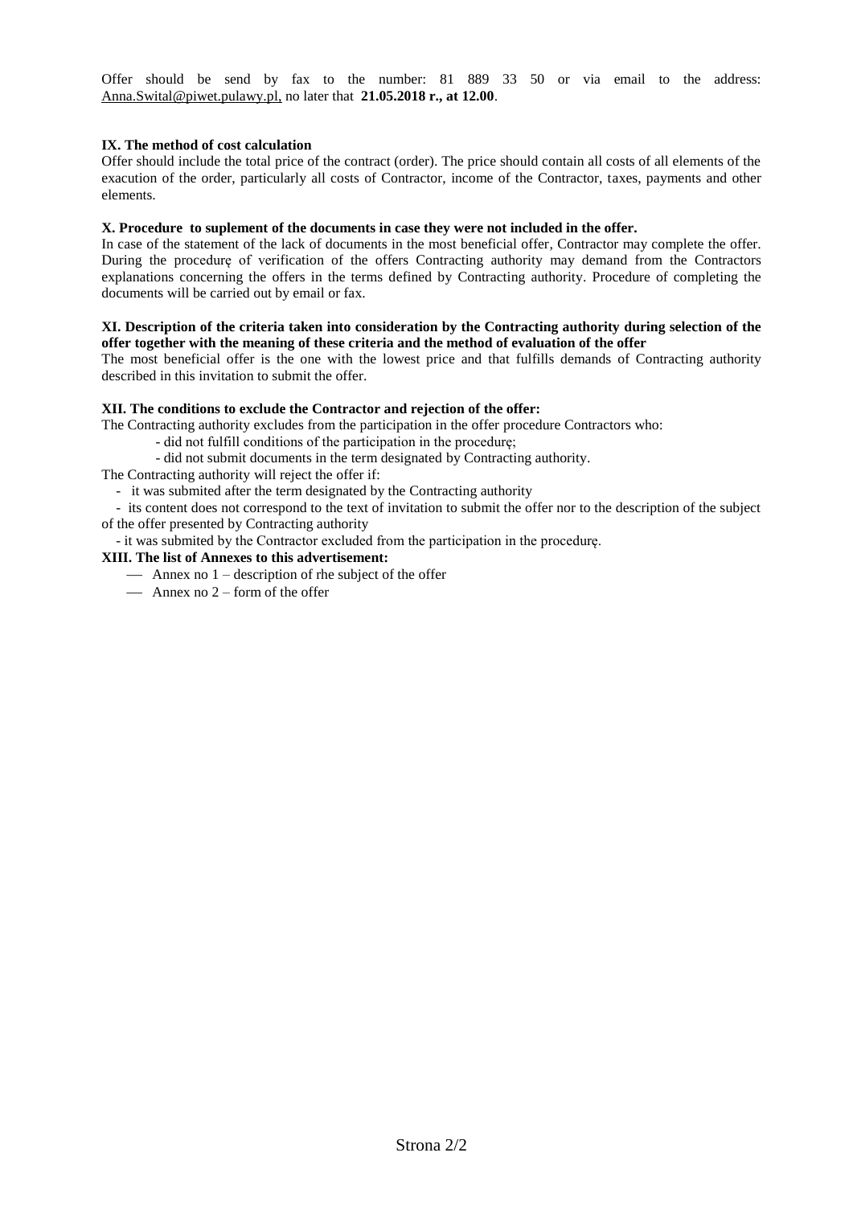Offer should be send by fax to the number: 81 889 33 50 or via email to the address: Anna.Swital@piwet.pulawy.pl, no later that **21.05.2018 r., at 12.00**.

**IX. The method of cost calculation**

Offer should include the total price of the contract (order). The price should contain all costs of all elements of the exacution of the order, particularly all costs of Contractor, income of the Contractor, taxes, payments and other elements.

**X. Procedure to suplement of the documents in case they were not included in the offer.**

In case of the statement of the lack of documents in the most beneficial offer, Contractor may complete the offer. During the procedurę of verification of the offers Contracting authority may demand from the Contractors explanations concerning the offers in the terms defined by Contracting authority. Procedure of completing the documents will be carried out by email or fax.

**XI. Description of the criteria taken into consideration by the Contracting authority during selection of the offer together with the meaning of these criteria and the method of evaluation of the offer**

The most beneficial offer is the one with the lowest price and that fulfills demands of Contracting authority described in this invitation to submit the offer.

**XII. The conditions to exclude the Contractor and rejection of the offer:**

The Contracting authority excludes from the participation in the offer procedure Contractors who:

- did not fulfill conditions of the participation in the procedurę;
- did not submit documents in the term designated by Contracting authority.

The Contracting authority will reject the offer if:

- it was submited after the term designated by the Contracting authority
- its content does not correspond to the text of invitation to submit the offer nor to the description of the subject of the offer presented by Contracting authority
- it was submited by the Contractor excluded from the participation in the procedurę.

**XIII. The list of Annexes to this advertisement:**

- Annex no 1 – description of rhe subject of the offer
- Annex no 2 – form of the offer